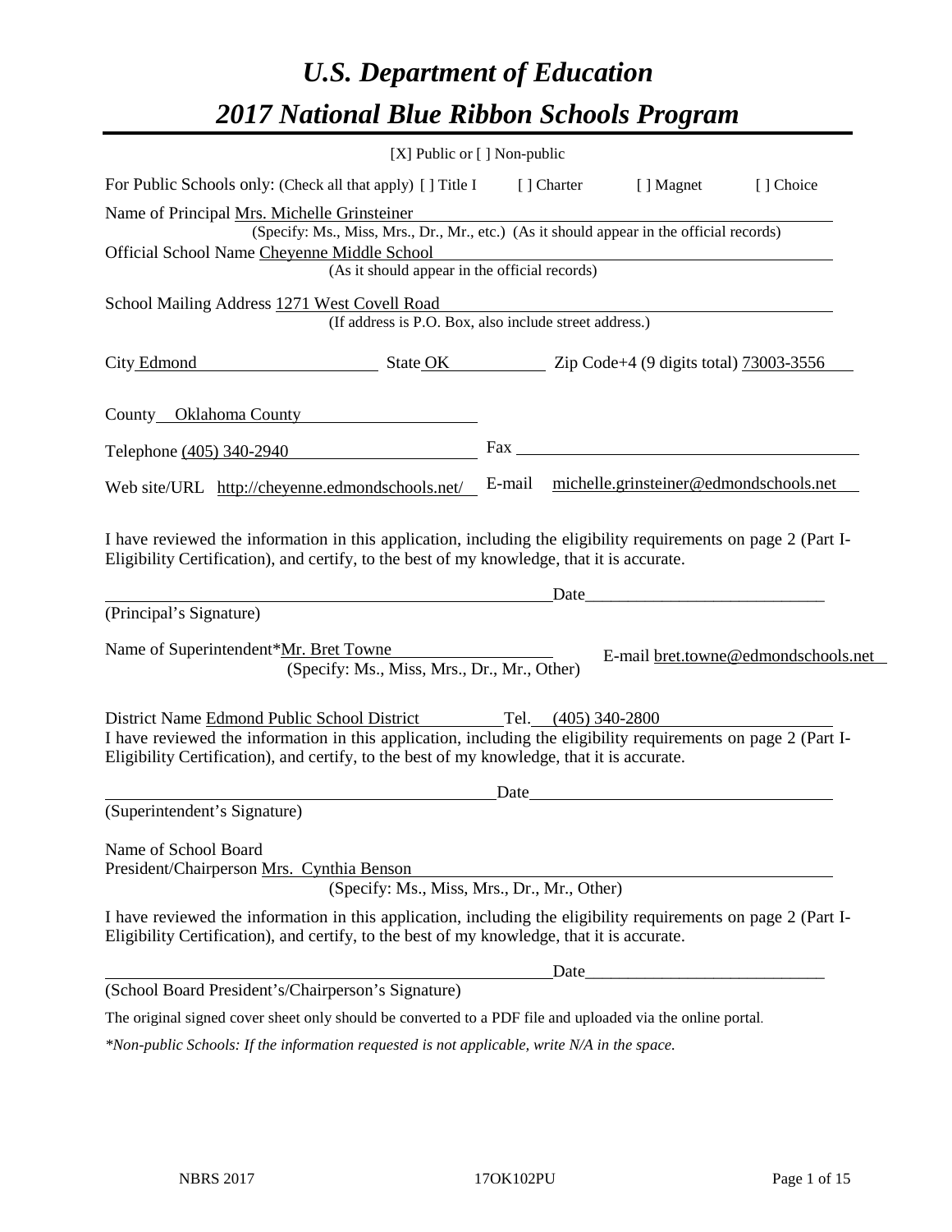# *U.S. Department of Education*

# *2017 National Blue Ribbon Schools Program*

[X] Public or [ ] Non-public

For Public Schools only: (Check all that apply) [ ] Title I [ ] Charter [ ] Magnet [ ] Choice

Name of Principal Mrs. Michelle Grinsteiner
(Specify: Ms., Miss, Mrs., Dr., Mr., etc.) (As it should appear in the official records)

Official School Name Cheyenne Middle School
(As it should appear in the official records)

School Mailing Address 1271 West Covell Road
(If address is P.O. Box, also include street address.)

City Edmond State OK Zip Code+4 (9 digits total) 73003-3556

County Oklahoma County

Telephone (405) 340-2940 Fax

Web site/URL http://cheyenne.edmondschools.net/ E-mail michelle.grinsteiner@edmondschools.net

I have reviewed the information in this application, including the eligibility requirements on page 2 (Part I-Eligibility Certification), and certify, to the best of my knowledge, that it is accurate.

Date____________________________

(Principal's Signature)

Name of Superintendent*Mr. Bret Towne
(Specify: Ms., Miss, Mrs., Dr., Mr., Other)

E-mail bret.towne@edmondschools.net

District Name Edmond Public School District Tel. (405) 340-2800

I have reviewed the information in this application, including the eligibility requirements on page 2 (Part I-Eligibility Certification), and certify, to the best of my knowledge, that it is accurate.

Date

(Superintendent's Signature)

Name of School Board
President/Chairperson Mrs. Cynthia Benson
(Specify: Ms., Miss, Mrs., Dr., Mr., Other)

I have reviewed the information in this application, including the eligibility requirements on page 2 (Part I-Eligibility Certification), and certify, to the best of my knowledge, that it is accurate.

Date____________________________

(School Board President's/Chairperson's Signature)

The original signed cover sheet only should be converted to a PDF file and uploaded via the online portal.

*\*Non-public Schools: If the information requested is not applicable, write N/A in the space.*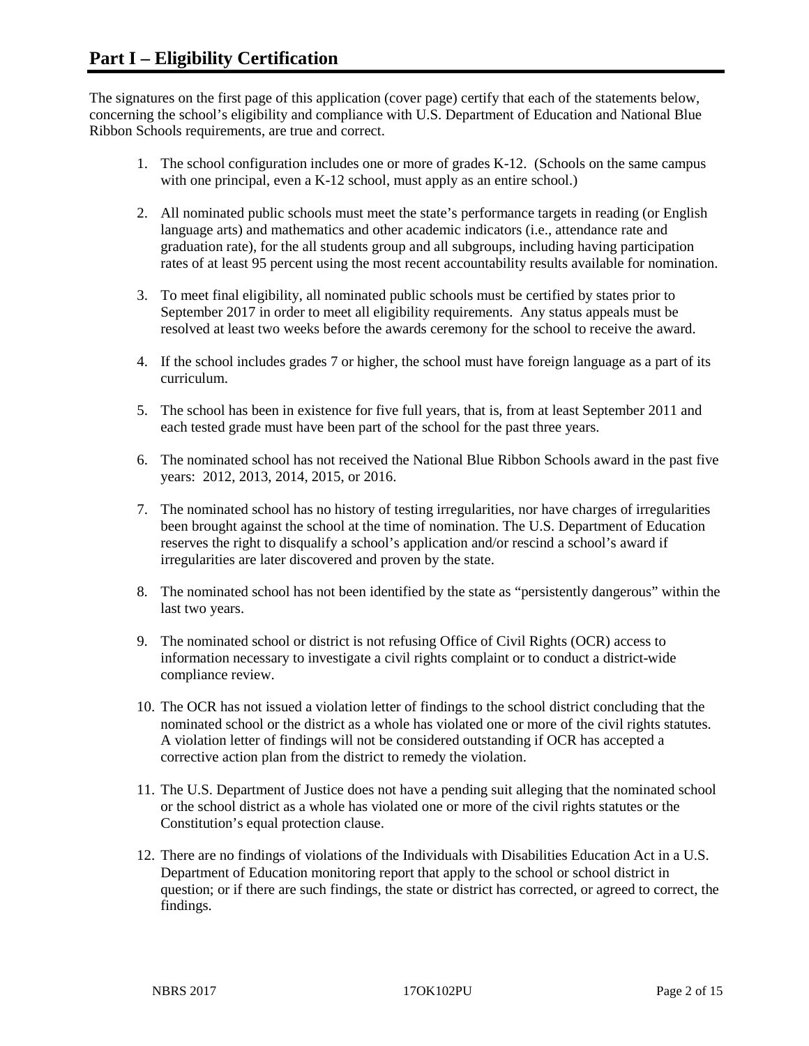# Part I – Eligibility Certification

The signatures on the first page of this application (cover page) certify that each of the statements below, concerning the school's eligibility and compliance with U.S. Department of Education and National Blue Ribbon Schools requirements, are true and correct.

1. The school configuration includes one or more of grades K-12. (Schools on the same campus with one principal, even a K-12 school, must apply as an entire school.)

2. All nominated public schools must meet the state's performance targets in reading (or English language arts) and mathematics and other academic indicators (i.e., attendance rate and graduation rate), for the all students group and all subgroups, including having participation rates of at least 95 percent using the most recent accountability results available for nomination.

3. To meet final eligibility, all nominated public schools must be certified by states prior to September 2017 in order to meet all eligibility requirements. Any status appeals must be resolved at least two weeks before the awards ceremony for the school to receive the award.

4. If the school includes grades 7 or higher, the school must have foreign language as a part of its curriculum.

5. The school has been in existence for five full years, that is, from at least September 2011 and each tested grade must have been part of the school for the past three years.

6. The nominated school has not received the National Blue Ribbon Schools award in the past five years: 2012, 2013, 2014, 2015, or 2016.

7. The nominated school has no history of testing irregularities, nor have charges of irregularities been brought against the school at the time of nomination. The U.S. Department of Education reserves the right to disqualify a school's application and/or rescind a school's award if irregularities are later discovered and proven by the state.

8. The nominated school has not been identified by the state as "persistently dangerous" within the last two years.

9. The nominated school or district is not refusing Office of Civil Rights (OCR) access to information necessary to investigate a civil rights complaint or to conduct a district-wide compliance review.

10. The OCR has not issued a violation letter of findings to the school district concluding that the nominated school or the district as a whole has violated one or more of the civil rights statutes. A violation letter of findings will not be considered outstanding if OCR has accepted a corrective action plan from the district to remedy the violation.

11. The U.S. Department of Justice does not have a pending suit alleging that the nominated school or the school district as a whole has violated one or more of the civil rights statutes or the Constitution's equal protection clause.

12. There are no findings of violations of the Individuals with Disabilities Education Act in a U.S. Department of Education monitoring report that apply to the school or school district in question; or if there are such findings, the state or district has corrected, or agreed to correct, the findings.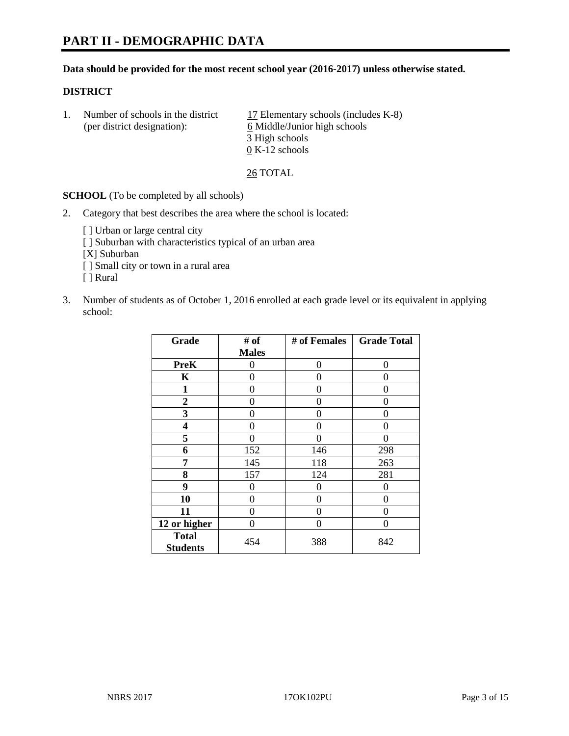# PART II - DEMOGRAPHIC DATA

**Data should be provided for the most recent school year (2016-2017) unless otherwise stated.**

**DISTRICT**

1. Number of schools in the district (per district designation):
   17 Elementary schools (includes K-8)
   6 Middle/Junior high schools
   3 High schools
   0 K-12 schools

   26 TOTAL

**SCHOOL** (To be completed by all schools)

2. Category that best describes the area where the school is located:

   [ ] Urban or large central city
   [ ] Suburban with characteristics typical of an urban area
   [X] Suburban
   [ ] Small city or town in a rural area
   [ ] Rural

3. Number of students as of October 1, 2016 enrolled at each grade level or its equivalent in applying school:

| Grade | # of Males | # of Females | Grade Total |
|---|---|---|---|
| **PreK** | 0 | 0 | 0 |
| **K** | 0 | 0 | 0 |
| **1** | 0 | 0 | 0 |
| **2** | 0 | 0 | 0 |
| **3** | 0 | 0 | 0 |
| **4** | 0 | 0 | 0 |
| **5** | 0 | 0 | 0 |
| **6** | 152 | 146 | 298 |
| **7** | 145 | 118 | 263 |
| **8** | 157 | 124 | 281 |
| **9** | 0 | 0 | 0 |
| **10** | 0 | 0 | 0 |
| **11** | 0 | 0 | 0 |
| **12 or higher** | 0 | 0 | 0 |
| **Total Students** | 454 | 388 | 842 |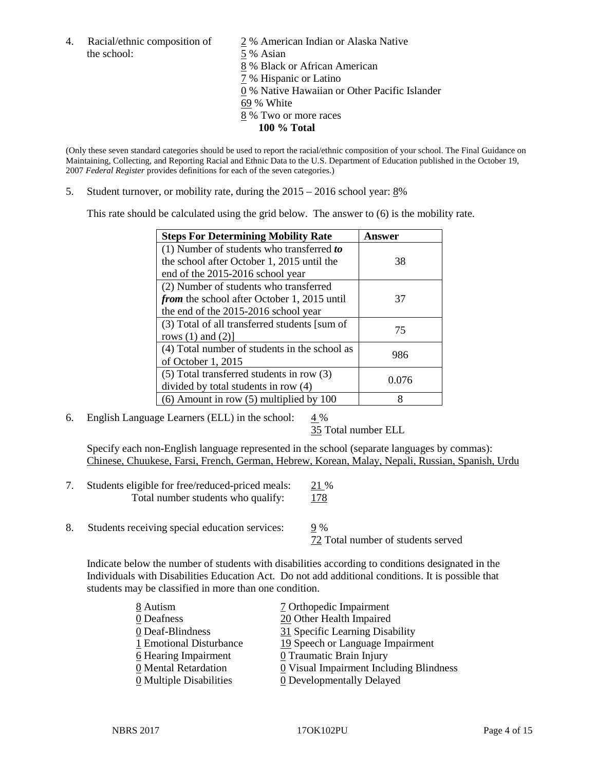4. Racial/ethnic composition of the school:

2 % American Indian or Alaska Native
5 % Asian
8 % Black or African American
7 % Hispanic or Latino
0 % Native Hawaiian or Other Pacific Islander
69 % White
8 % Two or more races
**100 % Total**

(Only these seven standard categories should be used to report the racial/ethnic composition of your school. The Final Guidance on Maintaining, Collecting, and Reporting Racial and Ethnic Data to the U.S. Department of Education published in the October 19, 2007 *Federal Register* provides definitions for each of the seven categories.)

5. Student turnover, or mobility rate, during the 2015 – 2016 school year: 8%

This rate should be calculated using the grid below. The answer to (6) is the mobility rate.

| Steps For Determining Mobility Rate | Answer |
|---|---|
| (1) Number of students who transferred ***to*** the school after October 1, 2015 until the end of the 2015-2016 school year | 38 |
| (2) Number of students who transferred ***from*** the school after October 1, 2015 until the end of the 2015-2016 school year | 37 |
| (3) Total of all transferred students [sum of rows (1) and (2)] | 75 |
| (4) Total number of students in the school as of October 1, 2015 | 986 |
| (5) Total transferred students in row (3) divided by total students in row (4) | 0.076 |
| (6) Amount in row (5) multiplied by 100 | 8 |

6. English Language Learners (ELL) in the school: 4 %
35 Total number ELL

Specify each non-English language represented in the school (separate languages by commas):
Chinese, Chuukese, Farsi, French, German, Hebrew, Korean, Malay, Nepali, Russian, Spanish, Urdu

7. Students eligible for free/reduced-priced meals: 21 %
Total number students who qualify: 178

8. Students receiving special education services: 9 %
72 Total number of students served

Indicate below the number of students with disabilities according to conditions designated in the Individuals with Disabilities Education Act. Do not add additional conditions. It is possible that students may be classified in more than one condition.

8 Autism
0 Deafness
0 Deaf-Blindness
1 Emotional Disturbance
6 Hearing Impairment
0 Mental Retardation
0 Multiple Disabilities
7 Orthopedic Impairment
20 Other Health Impaired
31 Specific Learning Disability
19 Speech or Language Impairment
0 Traumatic Brain Injury
0 Visual Impairment Including Blindness
0 Developmentally Delayed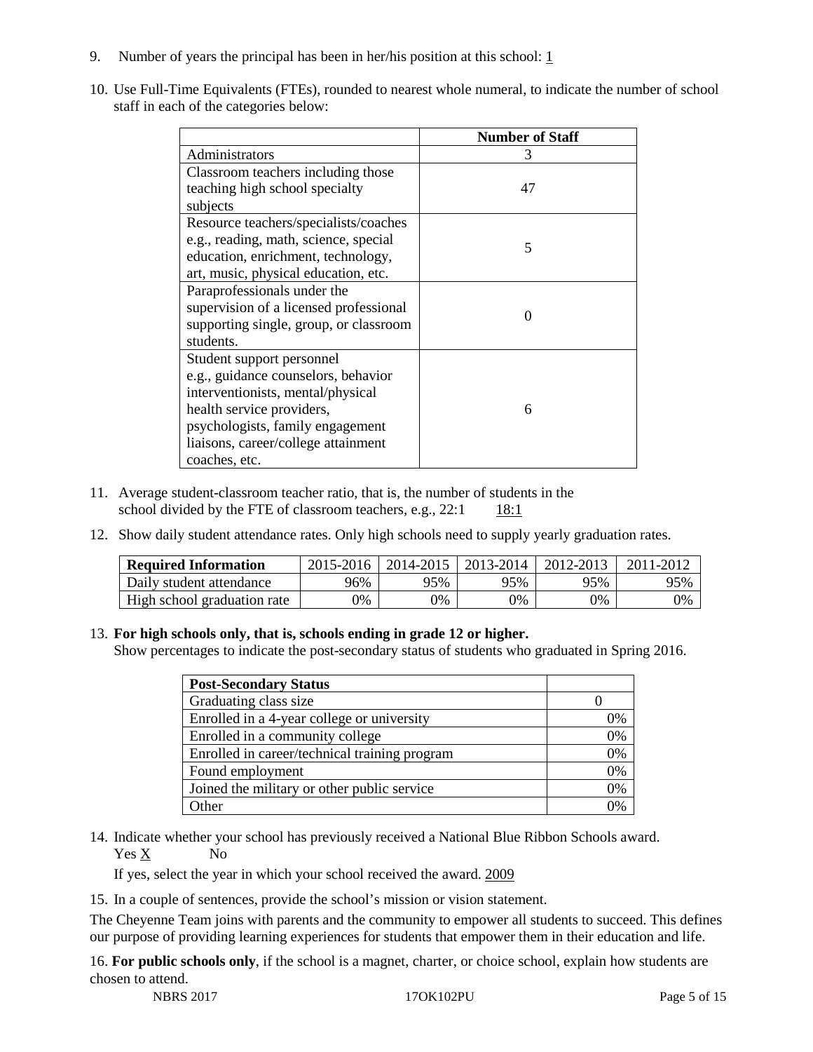9. Number of years the principal has been in her/his position at this school: 1

10. Use Full-Time Equivalents (FTEs), rounded to nearest whole numeral, to indicate the number of school staff in each of the categories below:

| | Number of Staff |
|---|---|
| Administrators | 3 |
| Classroom teachers including those teaching high school specialty subjects | 47 |
| Resource teachers/specialists/coaches e.g., reading, math, science, special education, enrichment, technology, art, music, physical education, etc. | 5 |
| Paraprofessionals under the supervision of a licensed professional supporting single, group, or classroom students. | 0 |
| Student support personnel e.g., guidance counselors, behavior interventionists, mental/physical health service providers, psychologists, family engagement liaisons, career/college attainment coaches, etc. | 6 |

11. Average student-classroom teacher ratio, that is, the number of students in the school divided by the FTE of classroom teachers, e.g., 22:1 18:1

12. Show daily student attendance rates. Only high schools need to supply yearly graduation rates.

| Required Information | 2015-2016 | 2014-2015 | 2013-2014 | 2012-2013 | 2011-2012 |
|---|---|---|---|---|---|
| Daily student attendance | 96% | 95% | 95% | 95% | 95% |
| High school graduation rate | 0% | 0% | 0% | 0% | 0% |

13. **For high schools only, that is, schools ending in grade 12 or higher.**
Show percentages to indicate the post-secondary status of students who graduated in Spring 2016.

| Post-Secondary Status | |
|---|---|
| Graduating class size | 0 |
| Enrolled in a 4-year college or university | 0% |
| Enrolled in a community college | 0% |
| Enrolled in career/technical training program | 0% |
| Found employment | 0% |
| Joined the military or other public service | 0% |
| Other | 0% |

14. Indicate whether your school has previously received a National Blue Ribbon Schools award.
Yes X No

If yes, select the year in which your school received the award. 2009

15. In a couple of sentences, provide the school's mission or vision statement.

The Cheyenne Team joins with parents and the community to empower all students to succeed. This defines our purpose of providing learning experiences for students that empower them in their education and life.

16. **For public schools only**, if the school is a magnet, charter, or choice school, explain how students are chosen to attend.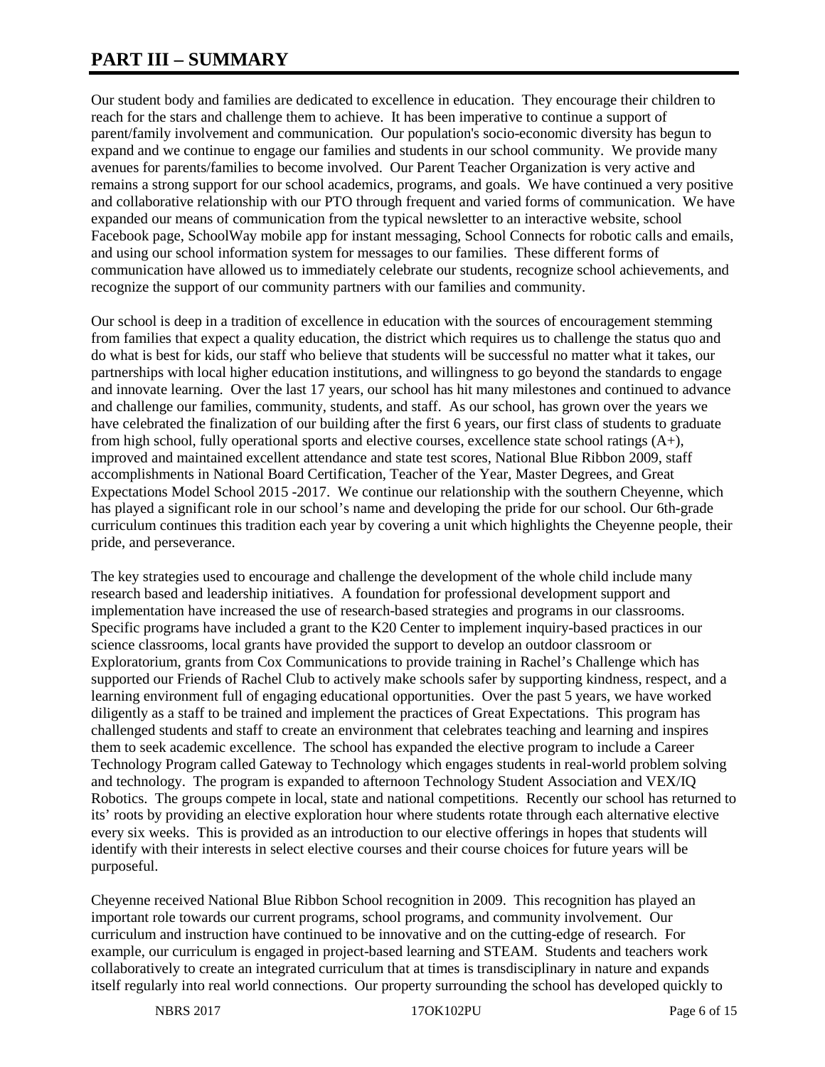# PART III – SUMMARY

Our student body and families are dedicated to excellence in education. They encourage their children to reach for the stars and challenge them to achieve. It has been imperative to continue a support of parent/family involvement and communication. Our population's socio-economic diversity has begun to expand and we continue to engage our families and students in our school community. We provide many avenues for parents/families to become involved. Our Parent Teacher Organization is very active and remains a strong support for our school academics, programs, and goals. We have continued a very positive and collaborative relationship with our PTO through frequent and varied forms of communication. We have expanded our means of communication from the typical newsletter to an interactive website, school Facebook page, SchoolWay mobile app for instant messaging, School Connects for robotic calls and emails, and using our school information system for messages to our families. These different forms of communication have allowed us to immediately celebrate our students, recognize school achievements, and recognize the support of our community partners with our families and community.

Our school is deep in a tradition of excellence in education with the sources of encouragement stemming from families that expect a quality education, the district which requires us to challenge the status quo and do what is best for kids, our staff who believe that students will be successful no matter what it takes, our partnerships with local higher education institutions, and willingness to go beyond the standards to engage and innovate learning. Over the last 17 years, our school has hit many milestones and continued to advance and challenge our families, community, students, and staff. As our school, has grown over the years we have celebrated the finalization of our building after the first 6 years, our first class of students to graduate from high school, fully operational sports and elective courses, excellence state school ratings (A+), improved and maintained excellent attendance and state test scores, National Blue Ribbon 2009, staff accomplishments in National Board Certification, Teacher of the Year, Master Degrees, and Great Expectations Model School 2015 -2017. We continue our relationship with the southern Cheyenne, which has played a significant role in our school's name and developing the pride for our school. Our 6th-grade curriculum continues this tradition each year by covering a unit which highlights the Cheyenne people, their pride, and perseverance.

The key strategies used to encourage and challenge the development of the whole child include many research based and leadership initiatives. A foundation for professional development support and implementation have increased the use of research-based strategies and programs in our classrooms. Specific programs have included a grant to the K20 Center to implement inquiry-based practices in our science classrooms, local grants have provided the support to develop an outdoor classroom or Exploratorium, grants from Cox Communications to provide training in Rachel's Challenge which has supported our Friends of Rachel Club to actively make schools safer by supporting kindness, respect, and a learning environment full of engaging educational opportunities. Over the past 5 years, we have worked diligently as a staff to be trained and implement the practices of Great Expectations. This program has challenged students and staff to create an environment that celebrates teaching and learning and inspires them to seek academic excellence. The school has expanded the elective program to include a Career Technology Program called Gateway to Technology which engages students in real-world problem solving and technology. The program is expanded to afternoon Technology Student Association and VEX/IQ Robotics. The groups compete in local, state and national competitions. Recently our school has returned to its' roots by providing an elective exploration hour where students rotate through each alternative elective every six weeks. This is provided as an introduction to our elective offerings in hopes that students will identify with their interests in select elective courses and their course choices for future years will be purposeful.

Cheyenne received National Blue Ribbon School recognition in 2009. This recognition has played an important role towards our current programs, school programs, and community involvement. Our curriculum and instruction have continued to be innovative and on the cutting-edge of research. For example, our curriculum is engaged in project-based learning and STEAM. Students and teachers work collaboratively to create an integrated curriculum that at times is transdisciplinary in nature and expands itself regularly into real world connections. Our property surrounding the school has developed quickly to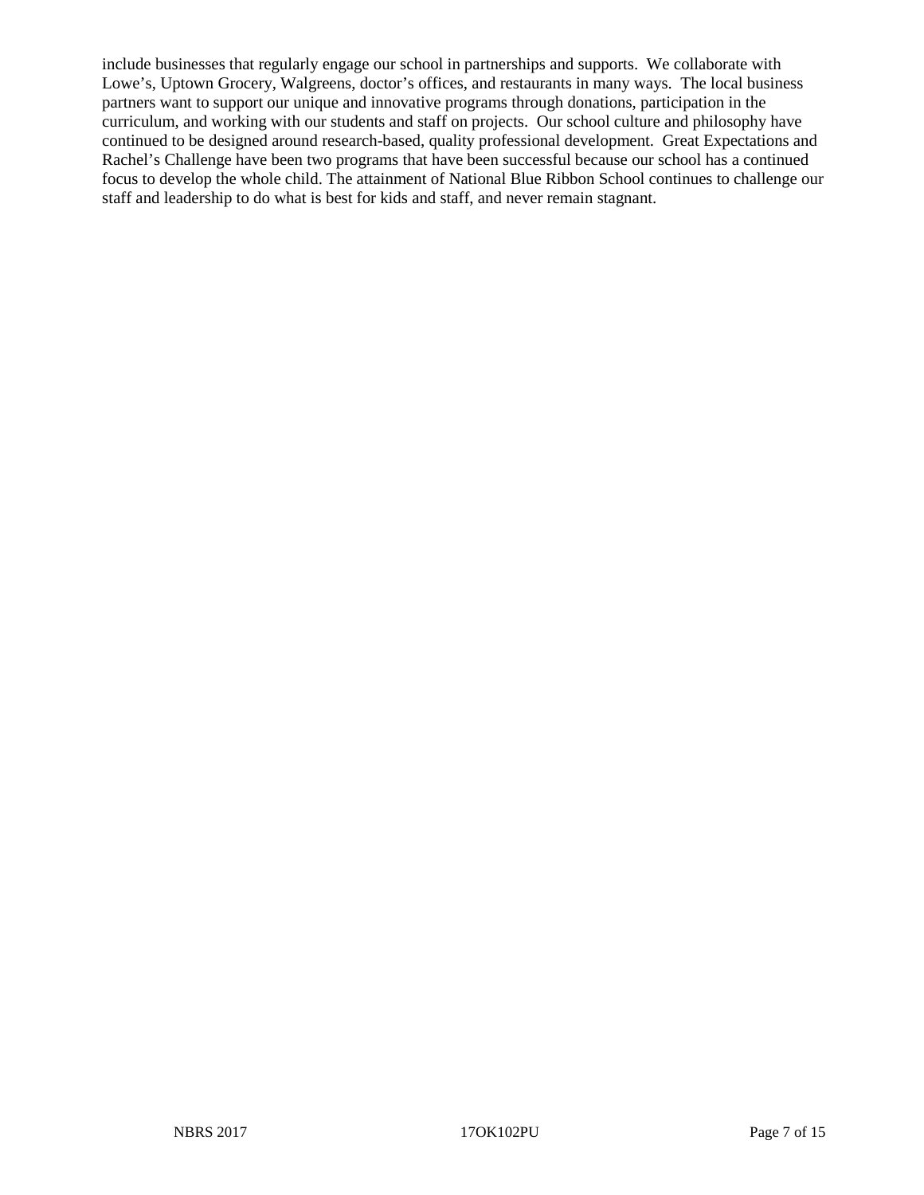include businesses that regularly engage our school in partnerships and supports. We collaborate with Lowe's, Uptown Grocery, Walgreens, doctor's offices, and restaurants in many ways. The local business partners want to support our unique and innovative programs through donations, participation in the curriculum, and working with our students and staff on projects. Our school culture and philosophy have continued to be designed around research-based, quality professional development. Great Expectations and Rachel's Challenge have been two programs that have been successful because our school has a continued focus to develop the whole child. The attainment of National Blue Ribbon School continues to challenge our staff and leadership to do what is best for kids and staff, and never remain stagnant.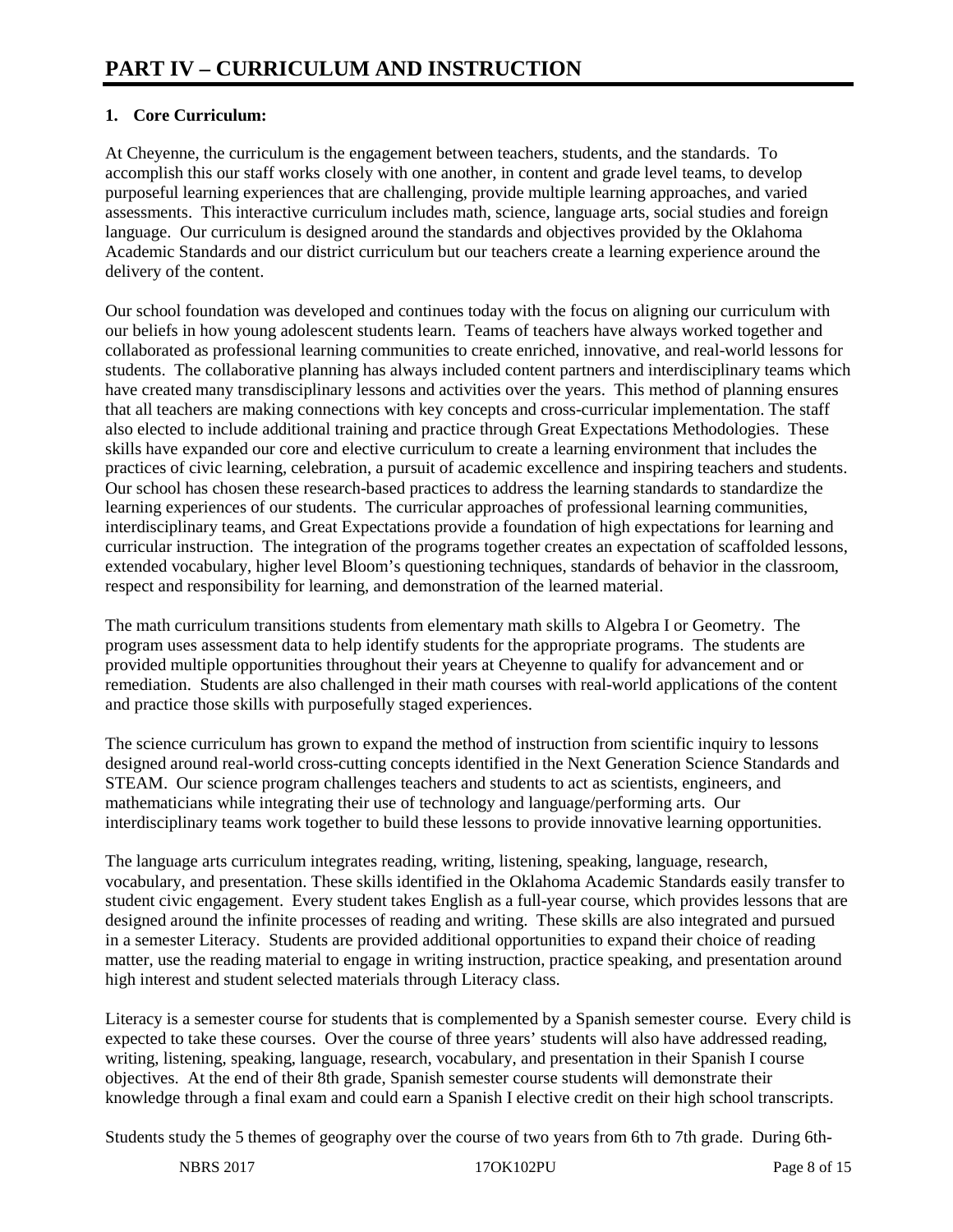# PART IV – CURRICULUM AND INSTRUCTION

## 1. Core Curriculum:

At Cheyenne, the curriculum is the engagement between teachers, students, and the standards. To accomplish this our staff works closely with one another, in content and grade level teams, to develop purposeful learning experiences that are challenging, provide multiple learning approaches, and varied assessments. This interactive curriculum includes math, science, language arts, social studies and foreign language. Our curriculum is designed around the standards and objectives provided by the Oklahoma Academic Standards and our district curriculum but our teachers create a learning experience around the delivery of the content.

Our school foundation was developed and continues today with the focus on aligning our curriculum with our beliefs in how young adolescent students learn. Teams of teachers have always worked together and collaborated as professional learning communities to create enriched, innovative, and real-world lessons for students. The collaborative planning has always included content partners and interdisciplinary teams which have created many transdisciplinary lessons and activities over the years. This method of planning ensures that all teachers are making connections with key concepts and cross-curricular implementation. The staff also elected to include additional training and practice through Great Expectations Methodologies. These skills have expanded our core and elective curriculum to create a learning environment that includes the practices of civic learning, celebration, a pursuit of academic excellence and inspiring teachers and students. Our school has chosen these research-based practices to address the learning standards to standardize the learning experiences of our students. The curricular approaches of professional learning communities, interdisciplinary teams, and Great Expectations provide a foundation of high expectations for learning and curricular instruction. The integration of the programs together creates an expectation of scaffolded lessons, extended vocabulary, higher level Bloom's questioning techniques, standards of behavior in the classroom, respect and responsibility for learning, and demonstration of the learned material.

The math curriculum transitions students from elementary math skills to Algebra I or Geometry. The program uses assessment data to help identify students for the appropriate programs. The students are provided multiple opportunities throughout their years at Cheyenne to qualify for advancement and or remediation. Students are also challenged in their math courses with real-world applications of the content and practice those skills with purposefully staged experiences.

The science curriculum has grown to expand the method of instruction from scientific inquiry to lessons designed around real-world cross-cutting concepts identified in the Next Generation Science Standards and STEAM. Our science program challenges teachers and students to act as scientists, engineers, and mathematicians while integrating their use of technology and language/performing arts. Our interdisciplinary teams work together to build these lessons to provide innovative learning opportunities.

The language arts curriculum integrates reading, writing, listening, speaking, language, research, vocabulary, and presentation. These skills identified in the Oklahoma Academic Standards easily transfer to student civic engagement. Every student takes English as a full-year course, which provides lessons that are designed around the infinite processes of reading and writing. These skills are also integrated and pursued in a semester Literacy. Students are provided additional opportunities to expand their choice of reading matter, use the reading material to engage in writing instruction, practice speaking, and presentation around high interest and student selected materials through Literacy class.

Literacy is a semester course for students that is complemented by a Spanish semester course. Every child is expected to take these courses. Over the course of three years' students will also have addressed reading, writing, listening, speaking, language, research, vocabulary, and presentation in their Spanish I course objectives. At the end of their 8th grade, Spanish semester course students will demonstrate their knowledge through a final exam and could earn a Spanish I elective credit on their high school transcripts.

Students study the 5 themes of geography over the course of two years from 6th to 7th grade. During 6th-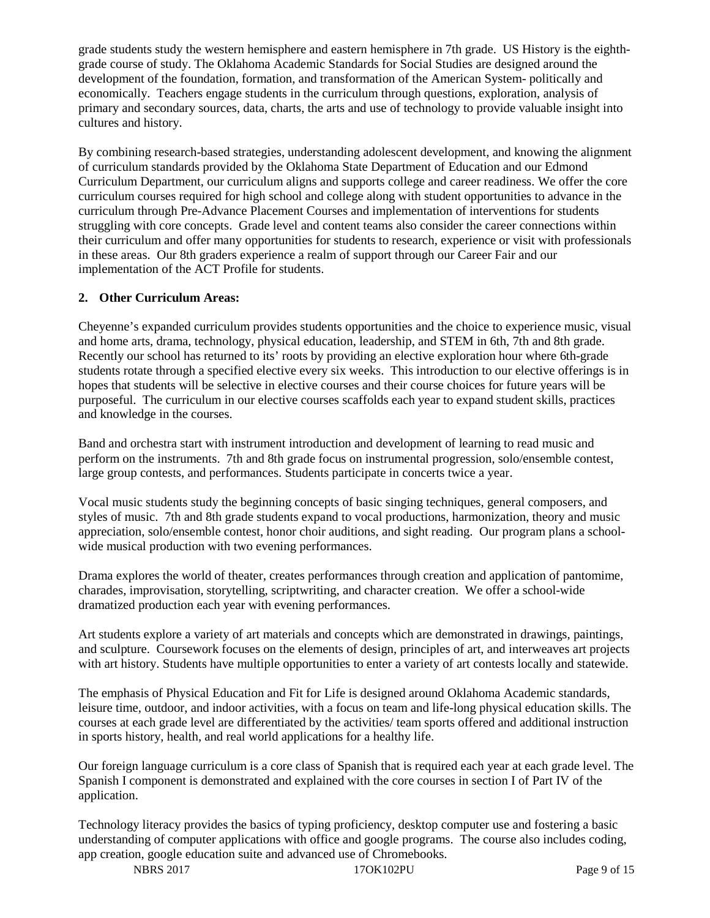grade students study the western hemisphere and eastern hemisphere in 7th grade. US History is the eighth-grade course of study. The Oklahoma Academic Standards for Social Studies are designed around the development of the foundation, formation, and transformation of the American System- politically and economically. Teachers engage students in the curriculum through questions, exploration, analysis of primary and secondary sources, data, charts, the arts and use of technology to provide valuable insight into cultures and history.

By combining research-based strategies, understanding adolescent development, and knowing the alignment of curriculum standards provided by the Oklahoma State Department of Education and our Edmond Curriculum Department, our curriculum aligns and supports college and career readiness. We offer the core curriculum courses required for high school and college along with student opportunities to advance in the curriculum through Pre-Advance Placement Courses and implementation of interventions for students struggling with core concepts. Grade level and content teams also consider the career connections within their curriculum and offer many opportunities for students to research, experience or visit with professionals in these areas. Our 8th graders experience a realm of support through our Career Fair and our implementation of the ACT Profile for students.

**2. Other Curriculum Areas:**

Cheyenne's expanded curriculum provides students opportunities and the choice to experience music, visual and home arts, drama, technology, physical education, leadership, and STEM in 6th, 7th and 8th grade. Recently our school has returned to its' roots by providing an elective exploration hour where 6th-grade students rotate through a specified elective every six weeks. This introduction to our elective offerings is in hopes that students will be selective in elective courses and their course choices for future years will be purposeful. The curriculum in our elective courses scaffolds each year to expand student skills, practices and knowledge in the courses.

Band and orchestra start with instrument introduction and development of learning to read music and perform on the instruments. 7th and 8th grade focus on instrumental progression, solo/ensemble contest, large group contests, and performances. Students participate in concerts twice a year.

Vocal music students study the beginning concepts of basic singing techniques, general composers, and styles of music. 7th and 8th grade students expand to vocal productions, harmonization, theory and music appreciation, solo/ensemble contest, honor choir auditions, and sight reading. Our program plans a school-wide musical production with two evening performances.

Drama explores the world of theater, creates performances through creation and application of pantomime, charades, improvisation, storytelling, scriptwriting, and character creation. We offer a school-wide dramatized production each year with evening performances.

Art students explore a variety of art materials and concepts which are demonstrated in drawings, paintings, and sculpture. Coursework focuses on the elements of design, principles of art, and interweaves art projects with art history. Students have multiple opportunities to enter a variety of art contests locally and statewide.

The emphasis of Physical Education and Fit for Life is designed around Oklahoma Academic standards, leisure time, outdoor, and indoor activities, with a focus on team and life-long physical education skills. The courses at each grade level are differentiated by the activities/ team sports offered and additional instruction in sports history, health, and real world applications for a healthy life.

Our foreign language curriculum is a core class of Spanish that is required each year at each grade level. The Spanish I component is demonstrated and explained with the core courses in section I of Part IV of the application.

Technology literacy provides the basics of typing proficiency, desktop computer use and fostering a basic understanding of computer applications with office and google programs. The course also includes coding, app creation, google education suite and advanced use of Chromebooks.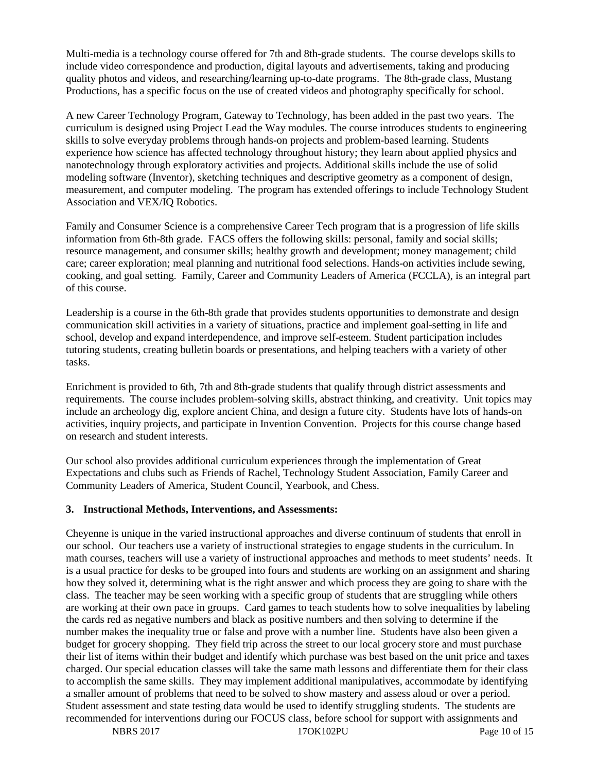Multi-media is a technology course offered for 7th and 8th-grade students. The course develops skills to include video correspondence and production, digital layouts and advertisements, taking and producing quality photos and videos, and researching/learning up-to-date programs. The 8th-grade class, Mustang Productions, has a specific focus on the use of created videos and photography specifically for school.

A new Career Technology Program, Gateway to Technology, has been added in the past two years. The curriculum is designed using Project Lead the Way modules. The course introduces students to engineering skills to solve everyday problems through hands-on projects and problem-based learning. Students experience how science has affected technology throughout history; they learn about applied physics and nanotechnology through exploratory activities and projects. Additional skills include the use of solid modeling software (Inventor), sketching techniques and descriptive geometry as a component of design, measurement, and computer modeling. The program has extended offerings to include Technology Student Association and VEX/IQ Robotics.

Family and Consumer Science is a comprehensive Career Tech program that is a progression of life skills information from 6th-8th grade. FACS offers the following skills: personal, family and social skills; resource management, and consumer skills; healthy growth and development; money management; child care; career exploration; meal planning and nutritional food selections. Hands-on activities include sewing, cooking, and goal setting. Family, Career and Community Leaders of America (FCCLA), is an integral part of this course.

Leadership is a course in the 6th-8th grade that provides students opportunities to demonstrate and design communication skill activities in a variety of situations, practice and implement goal-setting in life and school, develop and expand interdependence, and improve self-esteem. Student participation includes tutoring students, creating bulletin boards or presentations, and helping teachers with a variety of other tasks.

Enrichment is provided to 6th, 7th and 8th-grade students that qualify through district assessments and requirements. The course includes problem-solving skills, abstract thinking, and creativity. Unit topics may include an archeology dig, explore ancient China, and design a future city. Students have lots of hands-on activities, inquiry projects, and participate in Invention Convention. Projects for this course change based on research and student interests.

Our school also provides additional curriculum experiences through the implementation of Great Expectations and clubs such as Friends of Rachel, Technology Student Association, Family Career and Community Leaders of America, Student Council, Yearbook, and Chess.

### 3. Instructional Methods, Interventions, and Assessments:

Cheyenne is unique in the varied instructional approaches and diverse continuum of students that enroll in our school. Our teachers use a variety of instructional strategies to engage students in the curriculum. In math courses, teachers will use a variety of instructional approaches and methods to meet students' needs. It is a usual practice for desks to be grouped into fours and students are working on an assignment and sharing how they solved it, determining what is the right answer and which process they are going to share with the class. The teacher may be seen working with a specific group of students that are struggling while others are working at their own pace in groups. Card games to teach students how to solve inequalities by labeling the cards red as negative numbers and black as positive numbers and then solving to determine if the number makes the inequality true or false and prove with a number line. Students have also been given a budget for grocery shopping. They field trip across the street to our local grocery store and must purchase their list of items within their budget and identify which purchase was best based on the unit price and taxes charged. Our special education classes will take the same math lessons and differentiate them for their class to accomplish the same skills. They may implement additional manipulatives, accommodate by identifying a smaller amount of problems that need to be solved to show mastery and assess aloud or over a period. Student assessment and state testing data would be used to identify struggling students. The students are recommended for interventions during our FOCUS class, before school for support with assignments and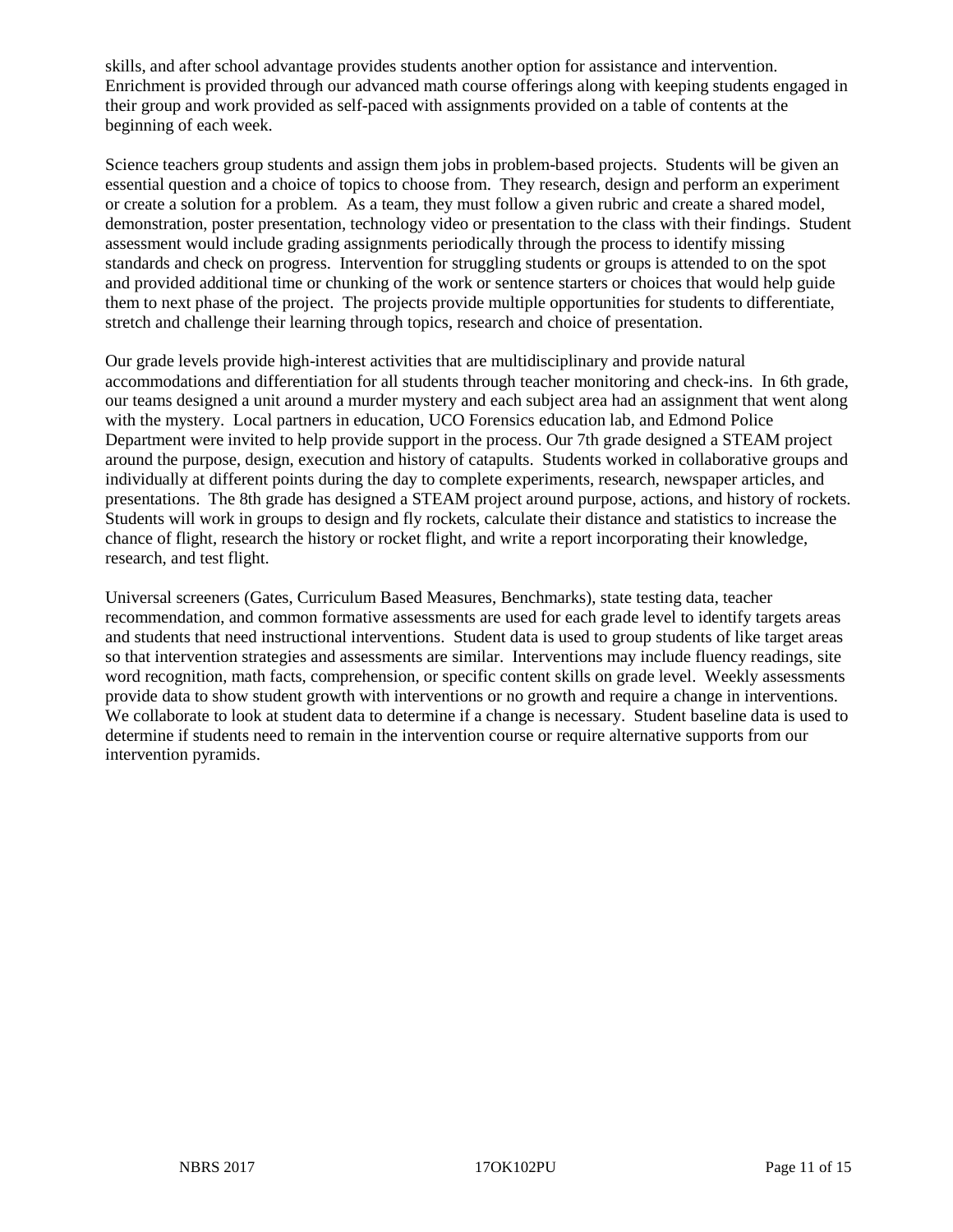skills, and after school advantage provides students another option for assistance and intervention. Enrichment is provided through our advanced math course offerings along with keeping students engaged in their group and work provided as self-paced with assignments provided on a table of contents at the beginning of each week.

Science teachers group students and assign them jobs in problem-based projects. Students will be given an essential question and a choice of topics to choose from. They research, design and perform an experiment or create a solution for a problem. As a team, they must follow a given rubric and create a shared model, demonstration, poster presentation, technology video or presentation to the class with their findings. Student assessment would include grading assignments periodically through the process to identify missing standards and check on progress. Intervention for struggling students or groups is attended to on the spot and provided additional time or chunking of the work or sentence starters or choices that would help guide them to next phase of the project. The projects provide multiple opportunities for students to differentiate, stretch and challenge their learning through topics, research and choice of presentation.

Our grade levels provide high-interest activities that are multidisciplinary and provide natural accommodations and differentiation for all students through teacher monitoring and check-ins. In 6th grade, our teams designed a unit around a murder mystery and each subject area had an assignment that went along with the mystery. Local partners in education, UCO Forensics education lab, and Edmond Police Department were invited to help provide support in the process. Our 7th grade designed a STEAM project around the purpose, design, execution and history of catapults. Students worked in collaborative groups and individually at different points during the day to complete experiments, research, newspaper articles, and presentations. The 8th grade has designed a STEAM project around purpose, actions, and history of rockets. Students will work in groups to design and fly rockets, calculate their distance and statistics to increase the chance of flight, research the history or rocket flight, and write a report incorporating their knowledge, research, and test flight.

Universal screeners (Gates, Curriculum Based Measures, Benchmarks), state testing data, teacher recommendation, and common formative assessments are used for each grade level to identify targets areas and students that need instructional interventions. Student data is used to group students of like target areas so that intervention strategies and assessments are similar. Interventions may include fluency readings, site word recognition, math facts, comprehension, or specific content skills on grade level. Weekly assessments provide data to show student growth with interventions or no growth and require a change in interventions. We collaborate to look at student data to determine if a change is necessary. Student baseline data is used to determine if students need to remain in the intervention course or require alternative supports from our intervention pyramids.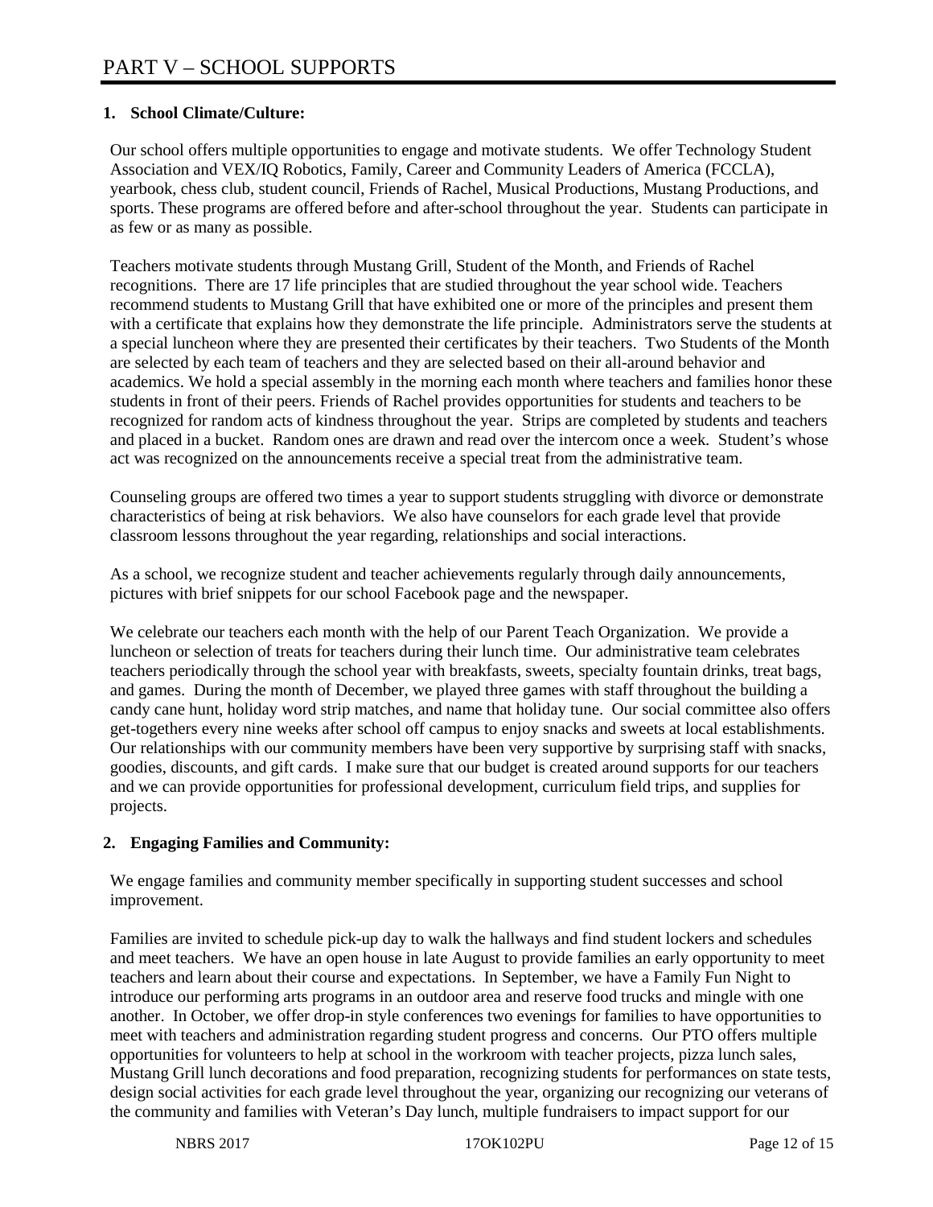# PART V – SCHOOL SUPPORTS

**1. School Climate/Culture:**

Our school offers multiple opportunities to engage and motivate students. We offer Technology Student Association and VEX/IQ Robotics, Family, Career and Community Leaders of America (FCCLA), yearbook, chess club, student council, Friends of Rachel, Musical Productions, Mustang Productions, and sports. These programs are offered before and after-school throughout the year. Students can participate in as few or as many as possible.

Teachers motivate students through Mustang Grill, Student of the Month, and Friends of Rachel recognitions. There are 17 life principles that are studied throughout the year school wide. Teachers recommend students to Mustang Grill that have exhibited one or more of the principles and present them with a certificate that explains how they demonstrate the life principle. Administrators serve the students at a special luncheon where they are presented their certificates by their teachers. Two Students of the Month are selected by each team of teachers and they are selected based on their all-around behavior and academics. We hold a special assembly in the morning each month where teachers and families honor these students in front of their peers. Friends of Rachel provides opportunities for students and teachers to be recognized for random acts of kindness throughout the year. Strips are completed by students and teachers and placed in a bucket. Random ones are drawn and read over the intercom once a week. Student's whose act was recognized on the announcements receive a special treat from the administrative team.

Counseling groups are offered two times a year to support students struggling with divorce or demonstrate characteristics of being at risk behaviors. We also have counselors for each grade level that provide classroom lessons throughout the year regarding, relationships and social interactions.

As a school, we recognize student and teacher achievements regularly through daily announcements, pictures with brief snippets for our school Facebook page and the newspaper.

We celebrate our teachers each month with the help of our Parent Teach Organization. We provide a luncheon or selection of treats for teachers during their lunch time. Our administrative team celebrates teachers periodically through the school year with breakfasts, sweets, specialty fountain drinks, treat bags, and games. During the month of December, we played three games with staff throughout the building a candy cane hunt, holiday word strip matches, and name that holiday tune. Our social committee also offers get-togethers every nine weeks after school off campus to enjoy snacks and sweets at local establishments. Our relationships with our community members have been very supportive by surprising staff with snacks, goodies, discounts, and gift cards. I make sure that our budget is created around supports for our teachers and we can provide opportunities for professional development, curriculum field trips, and supplies for projects.

**2. Engaging Families and Community:**

We engage families and community member specifically in supporting student successes and school improvement.

Families are invited to schedule pick-up day to walk the hallways and find student lockers and schedules and meet teachers. We have an open house in late August to provide families an early opportunity to meet teachers and learn about their course and expectations. In September, we have a Family Fun Night to introduce our performing arts programs in an outdoor area and reserve food trucks and mingle with one another. In October, we offer drop-in style conferences two evenings for families to have opportunities to meet with teachers and administration regarding student progress and concerns. Our PTO offers multiple opportunities for volunteers to help at school in the workroom with teacher projects, pizza lunch sales, Mustang Grill lunch decorations and food preparation, recognizing students for performances on state tests, design social activities for each grade level throughout the year, organizing our recognizing our veterans of the community and families with Veteran's Day lunch, multiple fundraisers to impact support for our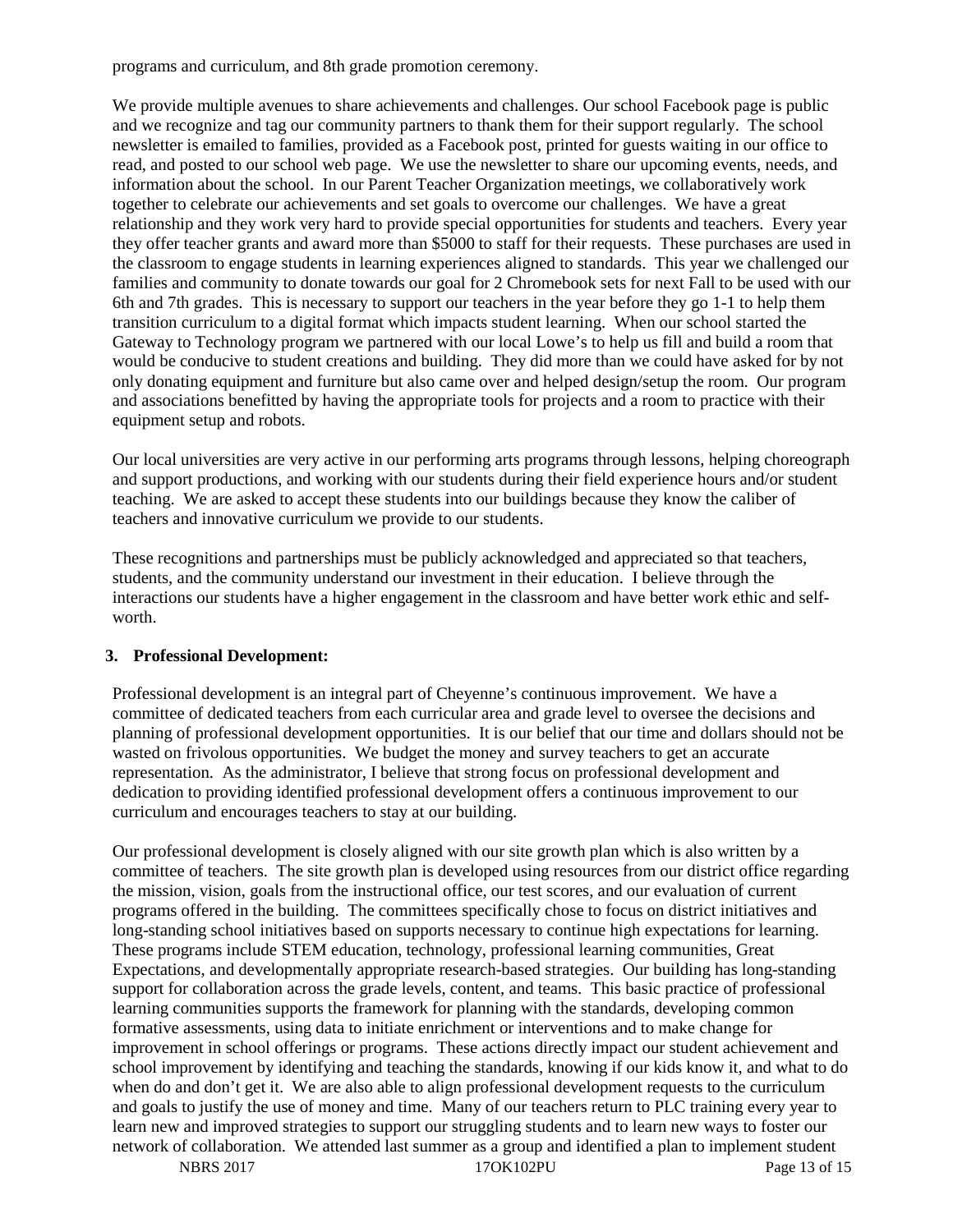programs and curriculum, and 8th grade promotion ceremony.

We provide multiple avenues to share achievements and challenges. Our school Facebook page is public and we recognize and tag our community partners to thank them for their support regularly. The school newsletter is emailed to families, provided as a Facebook post, printed for guests waiting in our office to read, and posted to our school web page. We use the newsletter to share our upcoming events, needs, and information about the school. In our Parent Teacher Organization meetings, we collaboratively work together to celebrate our achievements and set goals to overcome our challenges. We have a great relationship and they work very hard to provide special opportunities for students and teachers. Every year they offer teacher grants and award more than $5000 to staff for their requests. These purchases are used in the classroom to engage students in learning experiences aligned to standards. This year we challenged our families and community to donate towards our goal for 2 Chromebook sets for next Fall to be used with our 6th and 7th grades. This is necessary to support our teachers in the year before they go 1-1 to help them transition curriculum to a digital format which impacts student learning. When our school started the Gateway to Technology program we partnered with our local Lowe's to help us fill and build a room that would be conducive to student creations and building. They did more than we could have asked for by not only donating equipment and furniture but also came over and helped design/setup the room. Our program and associations benefitted by having the appropriate tools for projects and a room to practice with their equipment setup and robots.

Our local universities are very active in our performing arts programs through lessons, helping choreograph and support productions, and working with our students during their field experience hours and/or student teaching. We are asked to accept these students into our buildings because they know the caliber of teachers and innovative curriculum we provide to our students.

These recognitions and partnerships must be publicly acknowledged and appreciated so that teachers, students, and the community understand our investment in their education. I believe through the interactions our students have a higher engagement in the classroom and have better work ethic and self-worth.

**3. Professional Development:**

Professional development is an integral part of Cheyenne's continuous improvement. We have a committee of dedicated teachers from each curricular area and grade level to oversee the decisions and planning of professional development opportunities. It is our belief that our time and dollars should not be wasted on frivolous opportunities. We budget the money and survey teachers to get an accurate representation. As the administrator, I believe that strong focus on professional development and dedication to providing identified professional development offers a continuous improvement to our curriculum and encourages teachers to stay at our building.

Our professional development is closely aligned with our site growth plan which is also written by a committee of teachers. The site growth plan is developed using resources from our district office regarding the mission, vision, goals from the instructional office, our test scores, and our evaluation of current programs offered in the building. The committees specifically chose to focus on district initiatives and long-standing school initiatives based on supports necessary to continue high expectations for learning. These programs include STEM education, technology, professional learning communities, Great Expectations, and developmentally appropriate research-based strategies. Our building has long-standing support for collaboration across the grade levels, content, and teams. This basic practice of professional learning communities supports the framework for planning with the standards, developing common formative assessments, using data to initiate enrichment or interventions and to make change for improvement in school offerings or programs. These actions directly impact our student achievement and school improvement by identifying and teaching the standards, knowing if our kids know it, and what to do when do and don't get it. We are also able to align professional development requests to the curriculum and goals to justify the use of money and time. Many of our teachers return to PLC training every year to learn new and improved strategies to support our struggling students and to learn new ways to foster our network of collaboration. We attended last summer as a group and identified a plan to implement student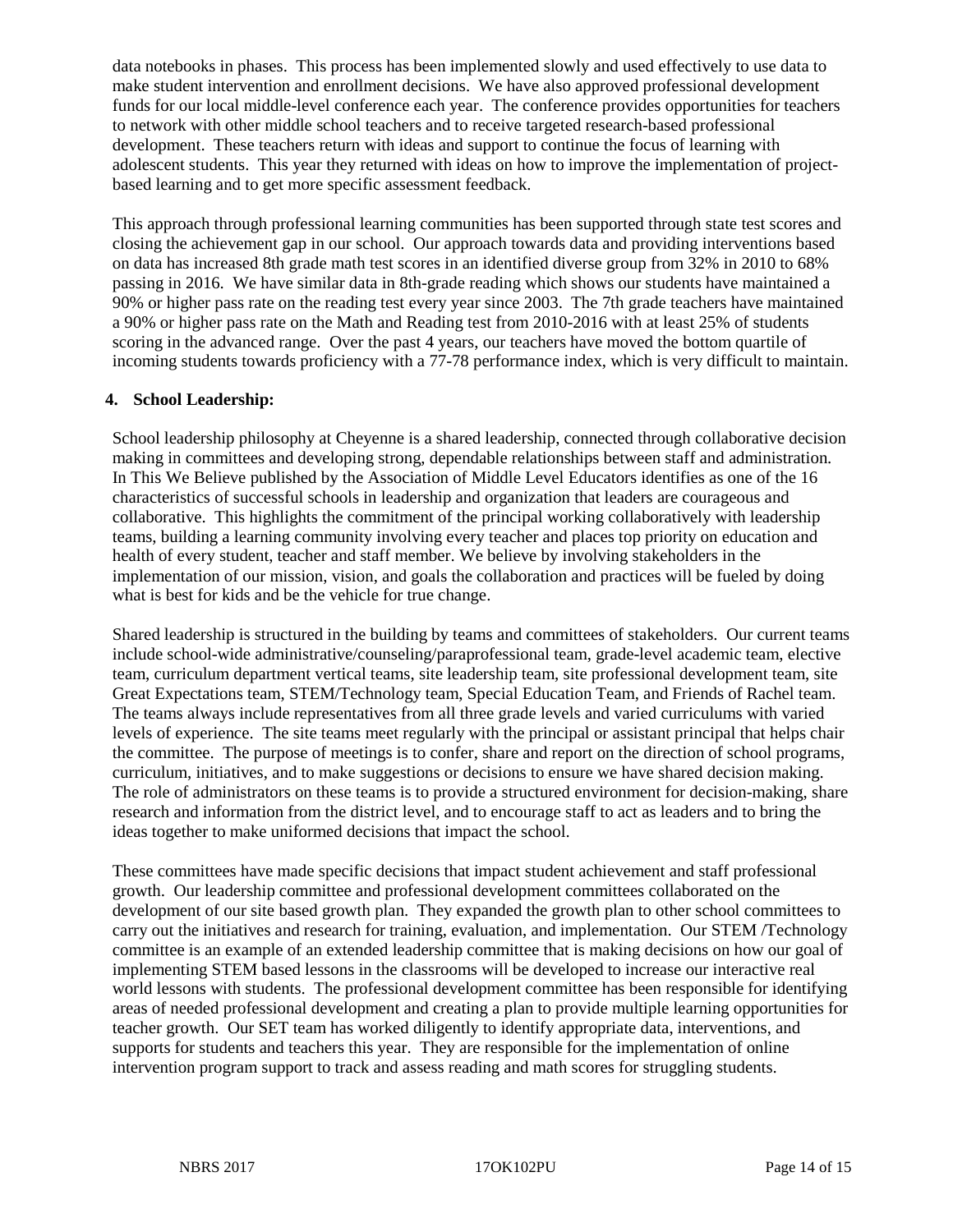data notebooks in phases. This process has been implemented slowly and used effectively to use data to make student intervention and enrollment decisions. We have also approved professional development funds for our local middle-level conference each year. The conference provides opportunities for teachers to network with other middle school teachers and to receive targeted research-based professional development. These teachers return with ideas and support to continue the focus of learning with adolescent students. This year they returned with ideas on how to improve the implementation of project-based learning and to get more specific assessment feedback.

This approach through professional learning communities has been supported through state test scores and closing the achievement gap in our school. Our approach towards data and providing interventions based on data has increased 8th grade math test scores in an identified diverse group from 32% in 2010 to 68% passing in 2016. We have similar data in 8th-grade reading which shows our students have maintained a 90% or higher pass rate on the reading test every year since 2003. The 7th grade teachers have maintained a 90% or higher pass rate on the Math and Reading test from 2010-2016 with at least 25% of students scoring in the advanced range. Over the past 4 years, our teachers have moved the bottom quartile of incoming students towards proficiency with a 77-78 performance index, which is very difficult to maintain.

**4. School Leadership:**

School leadership philosophy at Cheyenne is a shared leadership, connected through collaborative decision making in committees and developing strong, dependable relationships between staff and administration. In This We Believe published by the Association of Middle Level Educators identifies as one of the 16 characteristics of successful schools in leadership and organization that leaders are courageous and collaborative. This highlights the commitment of the principal working collaboratively with leadership teams, building a learning community involving every teacher and places top priority on education and health of every student, teacher and staff member. We believe by involving stakeholders in the implementation of our mission, vision, and goals the collaboration and practices will be fueled by doing what is best for kids and be the vehicle for true change.

Shared leadership is structured in the building by teams and committees of stakeholders. Our current teams include school-wide administrative/counseling/paraprofessional team, grade-level academic team, elective team, curriculum department vertical teams, site leadership team, site professional development team, site Great Expectations team, STEM/Technology team, Special Education Team, and Friends of Rachel team. The teams always include representatives from all three grade levels and varied curriculums with varied levels of experience. The site teams meet regularly with the principal or assistant principal that helps chair the committee. The purpose of meetings is to confer, share and report on the direction of school programs, curriculum, initiatives, and to make suggestions or decisions to ensure we have shared decision making. The role of administrators on these teams is to provide a structured environment for decision-making, share research and information from the district level, and to encourage staff to act as leaders and to bring the ideas together to make uniformed decisions that impact the school.

These committees have made specific decisions that impact student achievement and staff professional growth. Our leadership committee and professional development committees collaborated on the development of our site based growth plan. They expanded the growth plan to other school committees to carry out the initiatives and research for training, evaluation, and implementation. Our STEM /Technology committee is an example of an extended leadership committee that is making decisions on how our goal of implementing STEM based lessons in the classrooms will be developed to increase our interactive real world lessons with students. The professional development committee has been responsible for identifying areas of needed professional development and creating a plan to provide multiple learning opportunities for teacher growth. Our SET team has worked diligently to identify appropriate data, interventions, and supports for students and teachers this year. They are responsible for the implementation of online intervention program support to track and assess reading and math scores for struggling students.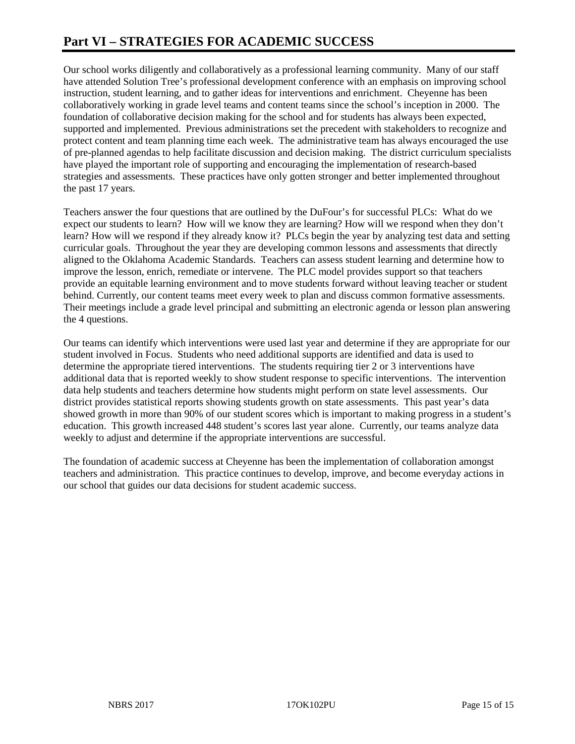# Part VI – STRATEGIES FOR ACADEMIC SUCCESS

Our school works diligently and collaboratively as a professional learning community. Many of our staff have attended Solution Tree's professional development conference with an emphasis on improving school instruction, student learning, and to gather ideas for interventions and enrichment. Cheyenne has been collaboratively working in grade level teams and content teams since the school's inception in 2000. The foundation of collaborative decision making for the school and for students has always been expected, supported and implemented. Previous administrations set the precedent with stakeholders to recognize and protect content and team planning time each week. The administrative team has always encouraged the use of pre-planned agendas to help facilitate discussion and decision making. The district curriculum specialists have played the important role of supporting and encouraging the implementation of research-based strategies and assessments. These practices have only gotten stronger and better implemented throughout the past 17 years.

Teachers answer the four questions that are outlined by the DuFour's for successful PLCs: What do we expect our students to learn? How will we know they are learning? How will we respond when they don't learn? How will we respond if they already know it? PLCs begin the year by analyzing test data and setting curricular goals. Throughout the year they are developing common lessons and assessments that directly aligned to the Oklahoma Academic Standards. Teachers can assess student learning and determine how to improve the lesson, enrich, remediate or intervene. The PLC model provides support so that teachers provide an equitable learning environment and to move students forward without leaving teacher or student behind. Currently, our content teams meet every week to plan and discuss common formative assessments. Their meetings include a grade level principal and submitting an electronic agenda or lesson plan answering the 4 questions.

Our teams can identify which interventions were used last year and determine if they are appropriate for our student involved in Focus. Students who need additional supports are identified and data is used to determine the appropriate tiered interventions. The students requiring tier 2 or 3 interventions have additional data that is reported weekly to show student response to specific interventions. The intervention data help students and teachers determine how students might perform on state level assessments. Our district provides statistical reports showing students growth on state assessments. This past year's data showed growth in more than 90% of our student scores which is important to making progress in a student's education. This growth increased 448 student's scores last year alone. Currently, our teams analyze data weekly to adjust and determine if the appropriate interventions are successful.

The foundation of academic success at Cheyenne has been the implementation of collaboration amongst teachers and administration. This practice continues to develop, improve, and become everyday actions in our school that guides our data decisions for student academic success.